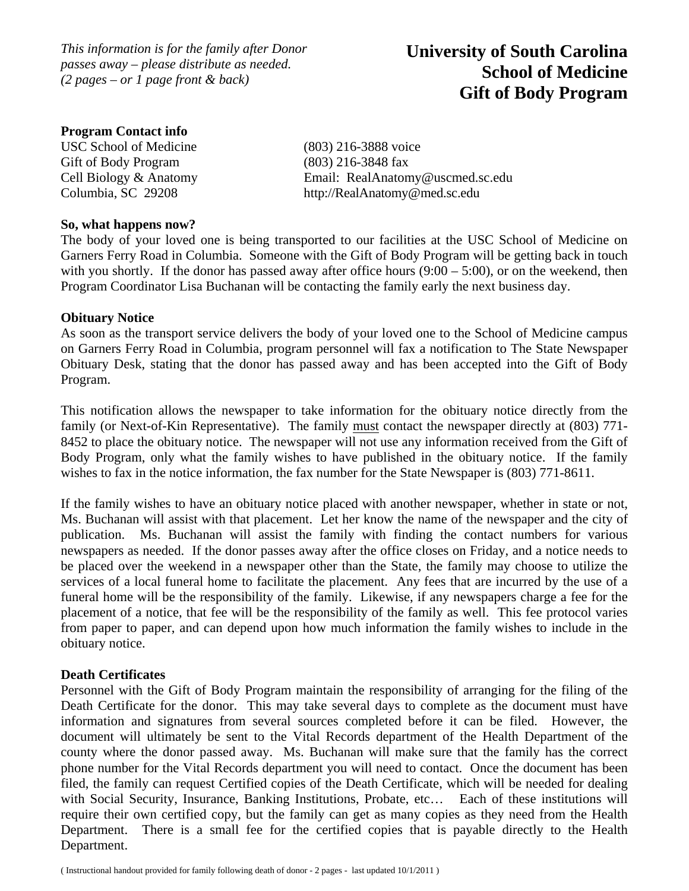*This information is for the family after Donor passes away – please distribute as needed. (2 pages – or 1 page front & back)*

# University of South Carolina School of Medicine Gift of Body Program

**Program Contact info**

| | |
|---|---|
| USC School of Medicine | (803) 216-3888 voice |
| Gift of Body Program | (803) 216-3848 fax |
| Cell Biology & Anatomy | Email: RealAnatomy@uscmed.sc.edu |
| Columbia, SC 29208 | http://RealAnatomy@med.sc.edu |

**So, what happens now?**

The body of your loved one is being transported to our facilities at the USC School of Medicine on Garners Ferry Road in Columbia. Someone with the Gift of Body Program will be getting back in touch with you shortly. If the donor has passed away after office hours (9:00 – 5:00), or on the weekend, then Program Coordinator Lisa Buchanan will be contacting the family early the next business day.

**Obituary Notice**

As soon as the transport service delivers the body of your loved one to the School of Medicine campus on Garners Ferry Road in Columbia, program personnel will fax a notification to The State Newspaper Obituary Desk, stating that the donor has passed away and has been accepted into the Gift of Body Program.

This notification allows the newspaper to take information for the obituary notice directly from the family (or Next-of-Kin Representative). The family <u>must</u> contact the newspaper directly at (803) 771-8452 to place the obituary notice. The newspaper will not use any information received from the Gift of Body Program, only what the family wishes to have published in the obituary notice. If the family wishes to fax in the notice information, the fax number for the State Newspaper is (803) 771-8611.

If the family wishes to have an obituary notice placed with another newspaper, whether in state or not, Ms. Buchanan will assist with that placement. Let her know the name of the newspaper and the city of publication. Ms. Buchanan will assist the family with finding the contact numbers for various newspapers as needed. If the donor passes away after the office closes on Friday, and a notice needs to be placed over the weekend in a newspaper other than the State, the family may choose to utilize the services of a local funeral home to facilitate the placement. Any fees that are incurred by the use of a funeral home will be the responsibility of the family. Likewise, if any newspapers charge a fee for the placement of a notice, that fee will be the responsibility of the family as well. This fee protocol varies from paper to paper, and can depend upon how much information the family wishes to include in the obituary notice.

**Death Certificates**

Personnel with the Gift of Body Program maintain the responsibility of arranging for the filing of the Death Certificate for the donor. This may take several days to complete as the document must have information and signatures from several sources completed before it can be filed. However, the document will ultimately be sent to the Vital Records department of the Health Department of the county where the donor passed away. Ms. Buchanan will make sure that the family has the correct phone number for the Vital Records department you will need to contact. Once the document has been filed, the family can request Certified copies of the Death Certificate, which will be needed for dealing with Social Security, Insurance, Banking Institutions, Probate, etc… Each of these institutions will require their own certified copy, but the family can get as many copies as they need from the Health Department. There is a small fee for the certified copies that is payable directly to the Health Department.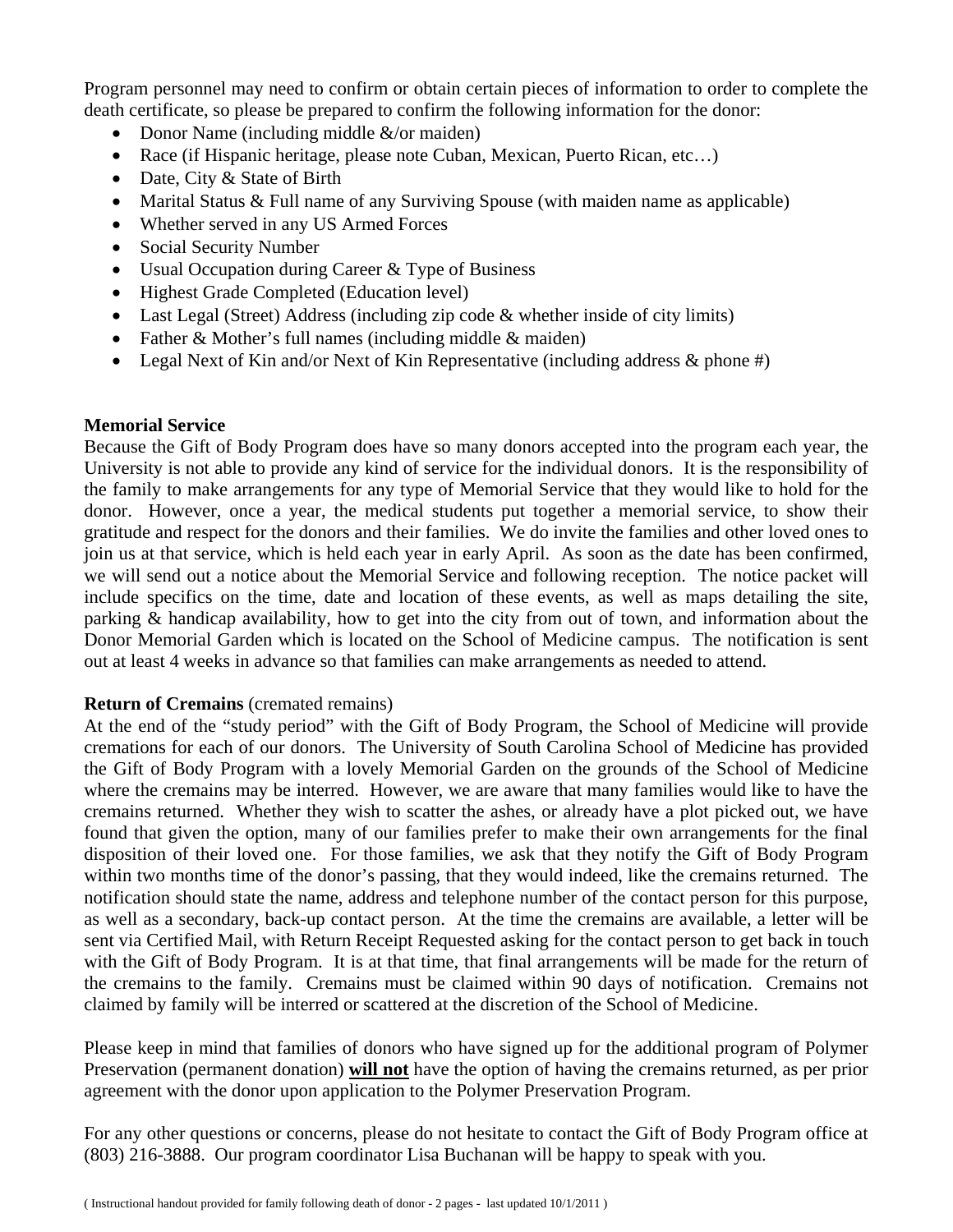Program personnel may need to confirm or obtain certain pieces of information to order to complete the death certificate, so please be prepared to confirm the following information for the donor:

- Donor Name (including middle &/or maiden)
- Race (if Hispanic heritage, please note Cuban, Mexican, Puerto Rican, etc…)
- Date, City & State of Birth
- Marital Status & Full name of any Surviving Spouse (with maiden name as applicable)
- Whether served in any US Armed Forces
- Social Security Number
- Usual Occupation during Career & Type of Business
- Highest Grade Completed (Education level)
- Last Legal (Street) Address (including zip code & whether inside of city limits)
- Father & Mother's full names (including middle & maiden)
- Legal Next of Kin and/or Next of Kin Representative (including address & phone #)

**Memorial Service**

Because the Gift of Body Program does have so many donors accepted into the program each year, the University is not able to provide any kind of service for the individual donors. It is the responsibility of the family to make arrangements for any type of Memorial Service that they would like to hold for the donor. However, once a year, the medical students put together a memorial service, to show their gratitude and respect for the donors and their families. We do invite the families and other loved ones to join us at that service, which is held each year in early April. As soon as the date has been confirmed, we will send out a notice about the Memorial Service and following reception. The notice packet will include specifics on the time, date and location of these events, as well as maps detailing the site, parking & handicap availability, how to get into the city from out of town, and information about the Donor Memorial Garden which is located on the School of Medicine campus. The notification is sent out at least 4 weeks in advance so that families can make arrangements as needed to attend.

**Return of Cremains** (cremated remains)

At the end of the "study period" with the Gift of Body Program, the School of Medicine will provide cremations for each of our donors. The University of South Carolina School of Medicine has provided the Gift of Body Program with a lovely Memorial Garden on the grounds of the School of Medicine where the cremains may be interred. However, we are aware that many families would like to have the cremains returned. Whether they wish to scatter the ashes, or already have a plot picked out, we have found that given the option, many of our families prefer to make their own arrangements for the final disposition of their loved one. For those families, we ask that they notify the Gift of Body Program within two months time of the donor's passing, that they would indeed, like the cremains returned. The notification should state the name, address and telephone number of the contact person for this purpose, as well as a secondary, back-up contact person. At the time the cremains are available, a letter will be sent via Certified Mail, with Return Receipt Requested asking for the contact person to get back in touch with the Gift of Body Program. It is at that time, that final arrangements will be made for the return of the cremains to the family. Cremains must be claimed within 90 days of notification. Cremains not claimed by family will be interred or scattered at the discretion of the School of Medicine.

Please keep in mind that families of donors who have signed up for the additional program of Polymer Preservation (permanent donation) **will not** have the option of having the cremains returned, as per prior agreement with the donor upon application to the Polymer Preservation Program.

For any other questions or concerns, please do not hesitate to contact the Gift of Body Program office at (803) 216-3888. Our program coordinator Lisa Buchanan will be happy to speak with you.

( Instructional handout provided for family following death of donor - 2 pages - last updated 10/1/2011 )